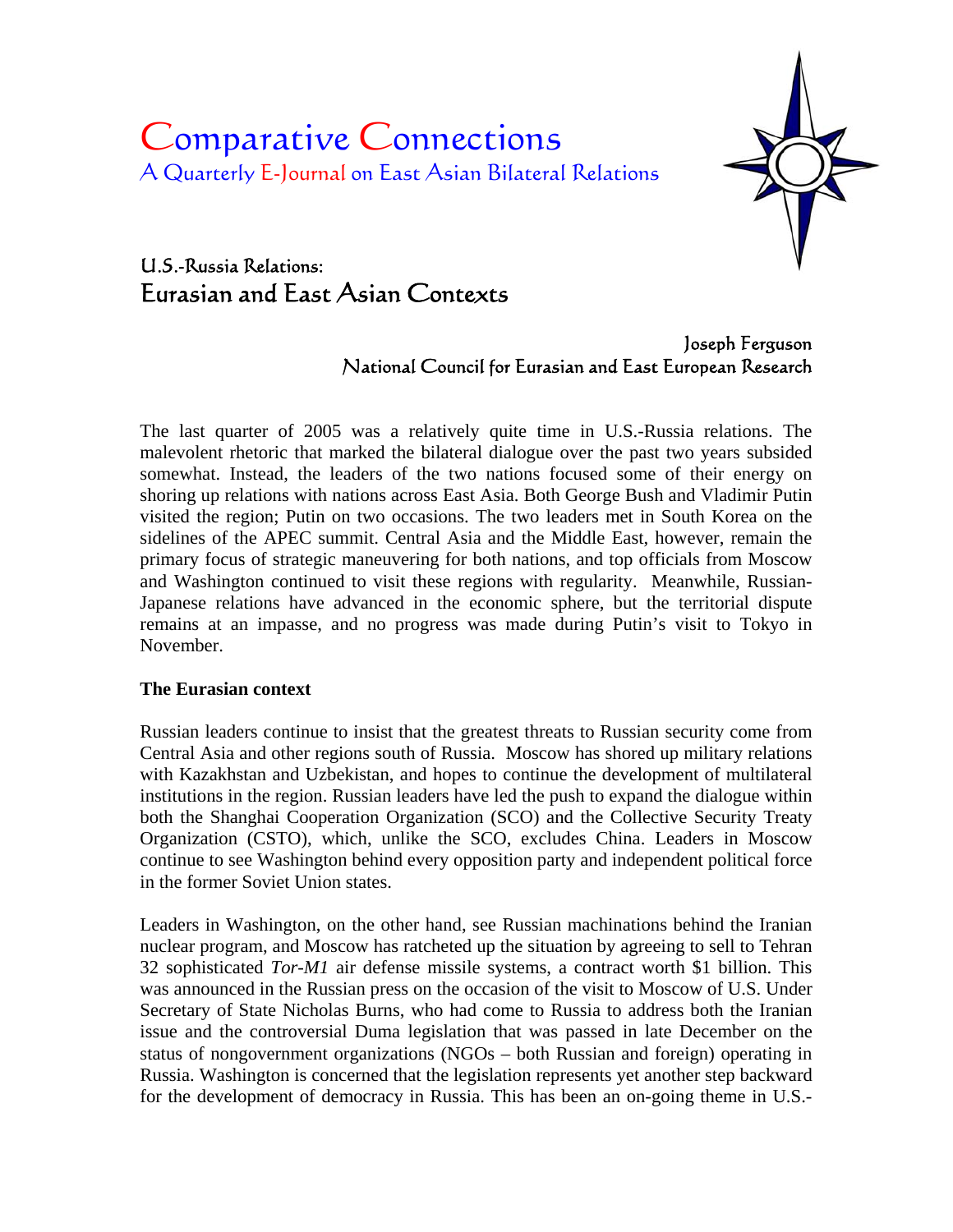# Comparative Connections

A Quarterly E-Journal on East Asian Bilateral Relations

## U.S.-Russia Relations:
## Eurasian and East Asian Contexts

Joseph Ferguson
National Council for Eurasian and East European Research

The last quarter of 2005 was a relatively quite time in U.S.-Russia relations. The malevolent rhetoric that marked the bilateral dialogue over the past two years subsided somewhat. Instead, the leaders of the two nations focused some of their energy on shoring up relations with nations across East Asia. Both George Bush and Vladimir Putin visited the region; Putin on two occasions. The two leaders met in South Korea on the sidelines of the APEC summit. Central Asia and the Middle East, however, remain the primary focus of strategic maneuvering for both nations, and top officials from Moscow and Washington continued to visit these regions with regularity. Meanwhile, Russian-Japanese relations have advanced in the economic sphere, but the territorial dispute remains at an impasse, and no progress was made during Putin's visit to Tokyo in November.

**The Eurasian context**

Russian leaders continue to insist that the greatest threats to Russian security come from Central Asia and other regions south of Russia. Moscow has shored up military relations with Kazakhstan and Uzbekistan, and hopes to continue the development of multilateral institutions in the region. Russian leaders have led the push to expand the dialogue within both the Shanghai Cooperation Organization (SCO) and the Collective Security Treaty Organization (CSTO), which, unlike the SCO, excludes China. Leaders in Moscow continue to see Washington behind every opposition party and independent political force in the former Soviet Union states.

Leaders in Washington, on the other hand, see Russian machinations behind the Iranian nuclear program, and Moscow has ratcheted up the situation by agreeing to sell to Tehran 32 sophisticated *Tor-M1* air defense missile systems, a contract worth $1 billion. This was announced in the Russian press on the occasion of the visit to Moscow of U.S. Under Secretary of State Nicholas Burns, who had come to Russia to address both the Iranian issue and the controversial Duma legislation that was passed in late December on the status of nongovernment organizations (NGOs – both Russian and foreign) operating in Russia. Washington is concerned that the legislation represents yet another step backward for the development of democracy in Russia. This has been an on-going theme in U.S.-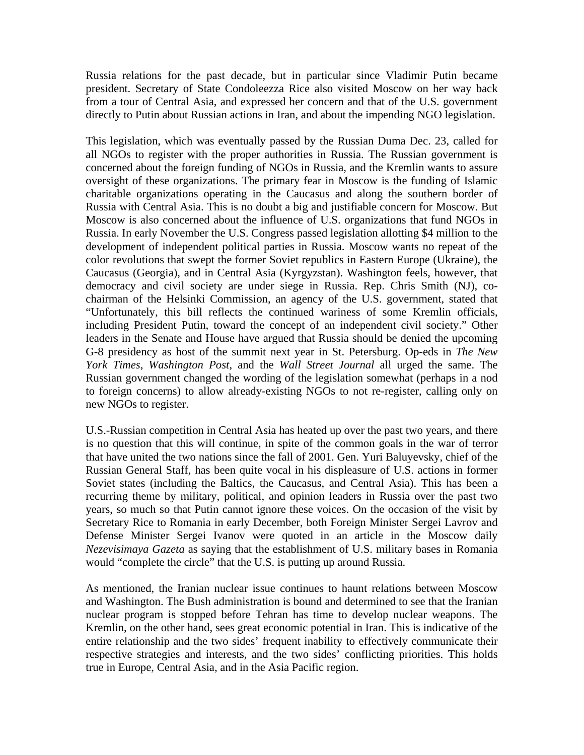Russia relations for the past decade, but in particular since Vladimir Putin became president. Secretary of State Condoleezza Rice also visited Moscow on her way back from a tour of Central Asia, and expressed her concern and that of the U.S. government directly to Putin about Russian actions in Iran, and about the impending NGO legislation.

This legislation, which was eventually passed by the Russian Duma Dec. 23, called for all NGOs to register with the proper authorities in Russia. The Russian government is concerned about the foreign funding of NGOs in Russia, and the Kremlin wants to assure oversight of these organizations. The primary fear in Moscow is the funding of Islamic charitable organizations operating in the Caucasus and along the southern border of Russia with Central Asia. This is no doubt a big and justifiable concern for Moscow. But Moscow is also concerned about the influence of U.S. organizations that fund NGOs in Russia. In early November the U.S. Congress passed legislation allotting $4 million to the development of independent political parties in Russia. Moscow wants no repeat of the color revolutions that swept the former Soviet republics in Eastern Europe (Ukraine), the Caucasus (Georgia), and in Central Asia (Kyrgyzstan). Washington feels, however, that democracy and civil society are under siege in Russia. Rep. Chris Smith (NJ), co-chairman of the Helsinki Commission, an agency of the U.S. government, stated that "Unfortunately, this bill reflects the continued wariness of some Kremlin officials, including President Putin, toward the concept of an independent civil society." Other leaders in the Senate and House have argued that Russia should be denied the upcoming G-8 presidency as host of the summit next year in St. Petersburg. Op-eds in *The New York Times*, *Washington Post*, and the *Wall Street Journal* all urged the same. The Russian government changed the wording of the legislation somewhat (perhaps in a nod to foreign concerns) to allow already-existing NGOs to not re-register, calling only on new NGOs to register.

U.S.-Russian competition in Central Asia has heated up over the past two years, and there is no question that this will continue, in spite of the common goals in the war of terror that have united the two nations since the fall of 2001. Gen. Yuri Baluyevsky, chief of the Russian General Staff, has been quite vocal in his displeasure of U.S. actions in former Soviet states (including the Baltics, the Caucasus, and Central Asia). This has been a recurring theme by military, political, and opinion leaders in Russia over the past two years, so much so that Putin cannot ignore these voices. On the occasion of the visit by Secretary Rice to Romania in early December, both Foreign Minister Sergei Lavrov and Defense Minister Sergei Ivanov were quoted in an article in the Moscow daily *Nezevisimaya Gazeta* as saying that the establishment of U.S. military bases in Romania would "complete the circle" that the U.S. is putting up around Russia.

As mentioned, the Iranian nuclear issue continues to haunt relations between Moscow and Washington. The Bush administration is bound and determined to see that the Iranian nuclear program is stopped before Tehran has time to develop nuclear weapons. The Kremlin, on the other hand, sees great economic potential in Iran. This is indicative of the entire relationship and the two sides' frequent inability to effectively communicate their respective strategies and interests, and the two sides' conflicting priorities. This holds true in Europe, Central Asia, and in the Asia Pacific region.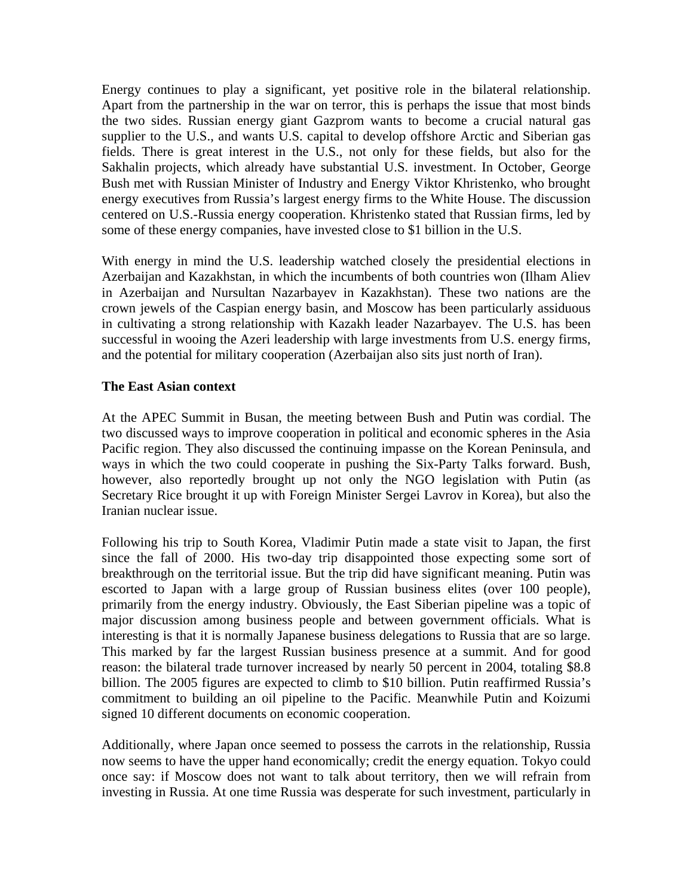Energy continues to play a significant, yet positive role in the bilateral relationship. Apart from the partnership in the war on terror, this is perhaps the issue that most binds the two sides. Russian energy giant Gazprom wants to become a crucial natural gas supplier to the U.S., and wants U.S. capital to develop offshore Arctic and Siberian gas fields. There is great interest in the U.S., not only for these fields, but also for the Sakhalin projects, which already have substantial U.S. investment. In October, George Bush met with Russian Minister of Industry and Energy Viktor Khristenko, who brought energy executives from Russia's largest energy firms to the White House. The discussion centered on U.S.-Russia energy cooperation. Khristenko stated that Russian firms, led by some of these energy companies, have invested close to $1 billion in the U.S.

With energy in mind the U.S. leadership watched closely the presidential elections in Azerbaijan and Kazakhstan, in which the incumbents of both countries won (Ilham Aliev in Azerbaijan and Nursultan Nazarbayev in Kazakhstan). These two nations are the crown jewels of the Caspian energy basin, and Moscow has been particularly assiduous in cultivating a strong relationship with Kazakh leader Nazarbayev. The U.S. has been successful in wooing the Azeri leadership with large investments from U.S. energy firms, and the potential for military cooperation (Azerbaijan also sits just north of Iran).

**The East Asian context**

At the APEC Summit in Busan, the meeting between Bush and Putin was cordial. The two discussed ways to improve cooperation in political and economic spheres in the Asia Pacific region. They also discussed the continuing impasse on the Korean Peninsula, and ways in which the two could cooperate in pushing the Six-Party Talks forward. Bush, however, also reportedly brought up not only the NGO legislation with Putin (as Secretary Rice brought it up with Foreign Minister Sergei Lavrov in Korea), but also the Iranian nuclear issue.

Following his trip to South Korea, Vladimir Putin made a state visit to Japan, the first since the fall of 2000. His two-day trip disappointed those expecting some sort of breakthrough on the territorial issue. But the trip did have significant meaning. Putin was escorted to Japan with a large group of Russian business elites (over 100 people), primarily from the energy industry. Obviously, the East Siberian pipeline was a topic of major discussion among business people and between government officials. What is interesting is that it is normally Japanese business delegations to Russia that are so large. This marked by far the largest Russian business presence at a summit. And for good reason: the bilateral trade turnover increased by nearly 50 percent in 2004, totaling $8.8 billion. The 2005 figures are expected to climb to $10 billion. Putin reaffirmed Russia's commitment to building an oil pipeline to the Pacific. Meanwhile Putin and Koizumi signed 10 different documents on economic cooperation.

Additionally, where Japan once seemed to possess the carrots in the relationship, Russia now seems to have the upper hand economically; credit the energy equation. Tokyo could once say: if Moscow does not want to talk about territory, then we will refrain from investing in Russia. At one time Russia was desperate for such investment, particularly in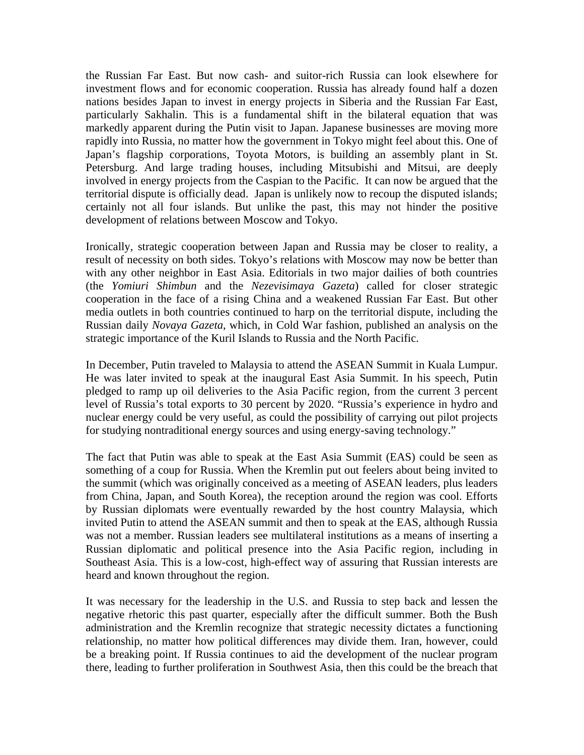the Russian Far East. But now cash- and suitor-rich Russia can look elsewhere for investment flows and for economic cooperation. Russia has already found half a dozen nations besides Japan to invest in energy projects in Siberia and the Russian Far East, particularly Sakhalin. This is a fundamental shift in the bilateral equation that was markedly apparent during the Putin visit to Japan. Japanese businesses are moving more rapidly into Russia, no matter how the government in Tokyo might feel about this. One of Japan's flagship corporations, Toyota Motors, is building an assembly plant in St. Petersburg. And large trading houses, including Mitsubishi and Mitsui, are deeply involved in energy projects from the Caspian to the Pacific. It can now be argued that the territorial dispute is officially dead. Japan is unlikely now to recoup the disputed islands; certainly not all four islands. But unlike the past, this may not hinder the positive development of relations between Moscow and Tokyo.

Ironically, strategic cooperation between Japan and Russia may be closer to reality, a result of necessity on both sides. Tokyo's relations with Moscow may now be better than with any other neighbor in East Asia. Editorials in two major dailies of both countries (the *Yomiuri Shimbun* and the *Nezevisimaya Gazeta*) called for closer strategic cooperation in the face of a rising China and a weakened Russian Far East. But other media outlets in both countries continued to harp on the territorial dispute, including the Russian daily *Novaya Gazeta*, which, in Cold War fashion, published an analysis on the strategic importance of the Kuril Islands to Russia and the North Pacific.

In December, Putin traveled to Malaysia to attend the ASEAN Summit in Kuala Lumpur. He was later invited to speak at the inaugural East Asia Summit. In his speech, Putin pledged to ramp up oil deliveries to the Asia Pacific region, from the current 3 percent level of Russia's total exports to 30 percent by 2020. "Russia's experience in hydro and nuclear energy could be very useful, as could the possibility of carrying out pilot projects for studying nontraditional energy sources and using energy-saving technology."

The fact that Putin was able to speak at the East Asia Summit (EAS) could be seen as something of a coup for Russia. When the Kremlin put out feelers about being invited to the summit (which was originally conceived as a meeting of ASEAN leaders, plus leaders from China, Japan, and South Korea), the reception around the region was cool. Efforts by Russian diplomats were eventually rewarded by the host country Malaysia, which invited Putin to attend the ASEAN summit and then to speak at the EAS, although Russia was not a member. Russian leaders see multilateral institutions as a means of inserting a Russian diplomatic and political presence into the Asia Pacific region, including in Southeast Asia. This is a low-cost, high-effect way of assuring that Russian interests are heard and known throughout the region.

It was necessary for the leadership in the U.S. and Russia to step back and lessen the negative rhetoric this past quarter, especially after the difficult summer. Both the Bush administration and the Kremlin recognize that strategic necessity dictates a functioning relationship, no matter how political differences may divide them. Iran, however, could be a breaking point. If Russia continues to aid the development of the nuclear program there, leading to further proliferation in Southwest Asia, then this could be the breach that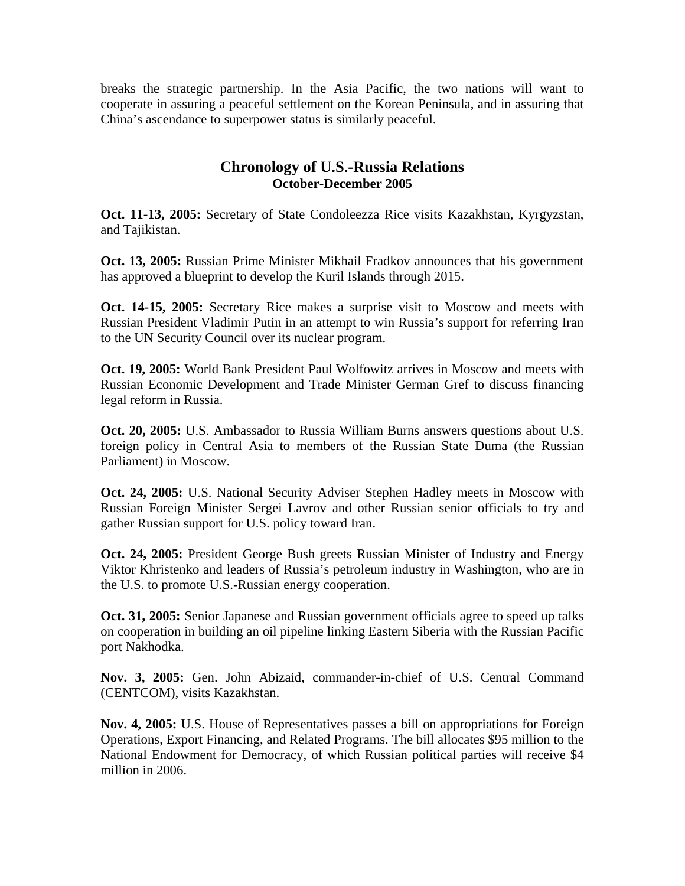breaks the strategic partnership. In the Asia Pacific, the two nations will want to cooperate in assuring a peaceful settlement on the Korean Peninsula, and in assuring that China's ascendance to superpower status is similarly peaceful.

## Chronology of U.S.-Russia Relations
### October-December 2005

**Oct. 11-13, 2005:** Secretary of State Condoleezza Rice visits Kazakhstan, Kyrgyzstan, and Tajikistan.

**Oct. 13, 2005:** Russian Prime Minister Mikhail Fradkov announces that his government has approved a blueprint to develop the Kuril Islands through 2015.

**Oct. 14-15, 2005:** Secretary Rice makes a surprise visit to Moscow and meets with Russian President Vladimir Putin in an attempt to win Russia's support for referring Iran to the UN Security Council over its nuclear program.

**Oct. 19, 2005:** World Bank President Paul Wolfowitz arrives in Moscow and meets with Russian Economic Development and Trade Minister German Gref to discuss financing legal reform in Russia.

**Oct. 20, 2005:** U.S. Ambassador to Russia William Burns answers questions about U.S. foreign policy in Central Asia to members of the Russian State Duma (the Russian Parliament) in Moscow.

**Oct. 24, 2005:** U.S. National Security Adviser Stephen Hadley meets in Moscow with Russian Foreign Minister Sergei Lavrov and other Russian senior officials to try and gather Russian support for U.S. policy toward Iran.

**Oct. 24, 2005:** President George Bush greets Russian Minister of Industry and Energy Viktor Khristenko and leaders of Russia's petroleum industry in Washington, who are in the U.S. to promote U.S.-Russian energy cooperation.

**Oct. 31, 2005:** Senior Japanese and Russian government officials agree to speed up talks on cooperation in building an oil pipeline linking Eastern Siberia with the Russian Pacific port Nakhodka.

**Nov. 3, 2005:** Gen. John Abizaid, commander-in-chief of U.S. Central Command (CENTCOM), visits Kazakhstan.

**Nov. 4, 2005:** U.S. House of Representatives passes a bill on appropriations for Foreign Operations, Export Financing, and Related Programs. The bill allocates $95 million to the National Endowment for Democracy, of which Russian political parties will receive $4 million in 2006.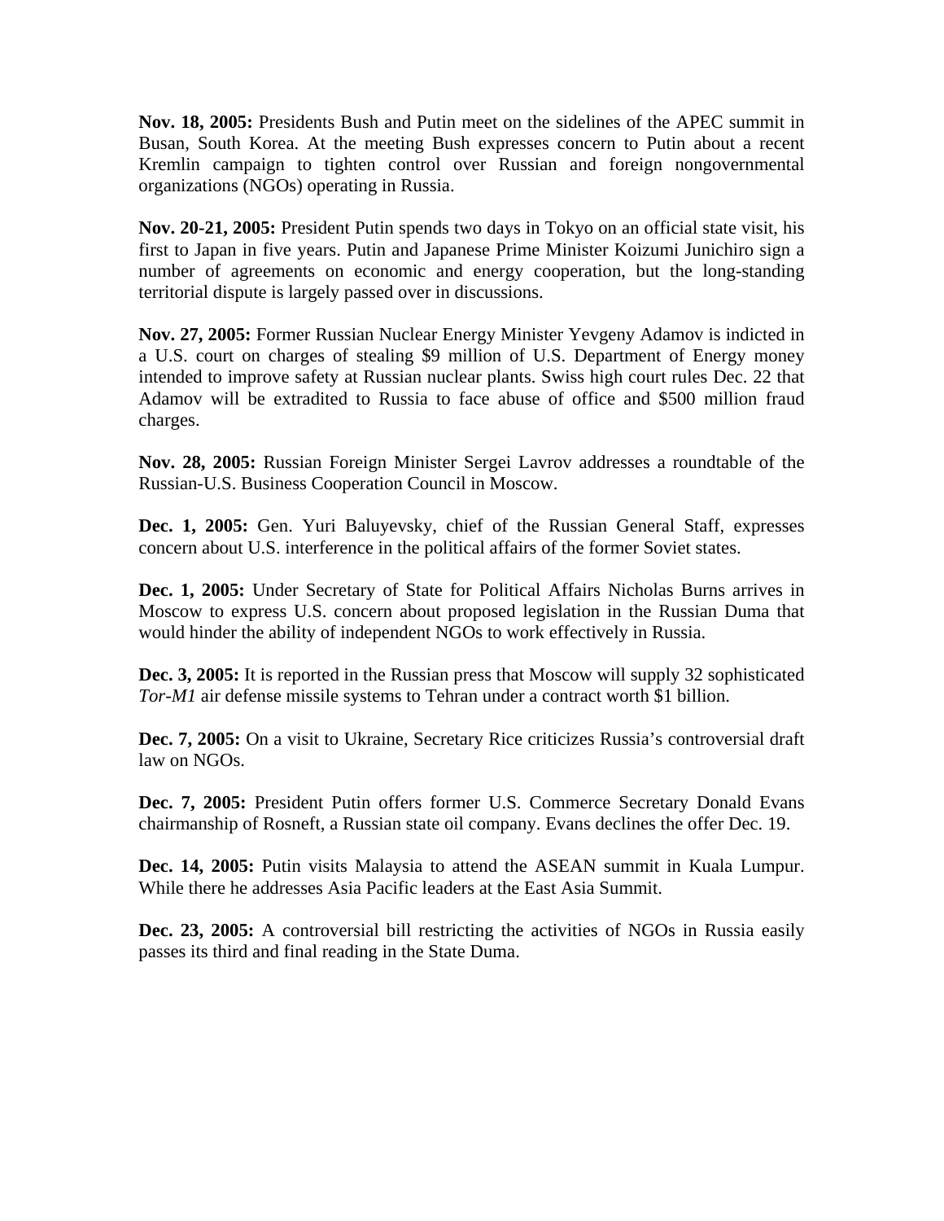**Nov. 18, 2005:** Presidents Bush and Putin meet on the sidelines of the APEC summit in Busan, South Korea. At the meeting Bush expresses concern to Putin about a recent Kremlin campaign to tighten control over Russian and foreign nongovernmental organizations (NGOs) operating in Russia.

**Nov. 20-21, 2005:** President Putin spends two days in Tokyo on an official state visit, his first to Japan in five years. Putin and Japanese Prime Minister Koizumi Junichiro sign a number of agreements on economic and energy cooperation, but the long-standing territorial dispute is largely passed over in discussions.

**Nov. 27, 2005:** Former Russian Nuclear Energy Minister Yevgeny Adamov is indicted in a U.S. court on charges of stealing $9 million of U.S. Department of Energy money intended to improve safety at Russian nuclear plants. Swiss high court rules Dec. 22 that Adamov will be extradited to Russia to face abuse of office and $500 million fraud charges.

**Nov. 28, 2005:** Russian Foreign Minister Sergei Lavrov addresses a roundtable of the Russian-U.S. Business Cooperation Council in Moscow.

**Dec. 1, 2005:** Gen. Yuri Baluyevsky, chief of the Russian General Staff, expresses concern about U.S. interference in the political affairs of the former Soviet states.

**Dec. 1, 2005:** Under Secretary of State for Political Affairs Nicholas Burns arrives in Moscow to express U.S. concern about proposed legislation in the Russian Duma that would hinder the ability of independent NGOs to work effectively in Russia.

**Dec. 3, 2005:** It is reported in the Russian press that Moscow will supply 32 sophisticated *Tor-M1* air defense missile systems to Tehran under a contract worth $1 billion.

**Dec. 7, 2005:** On a visit to Ukraine, Secretary Rice criticizes Russia's controversial draft law on NGOs.

**Dec. 7, 2005:** President Putin offers former U.S. Commerce Secretary Donald Evans chairmanship of Rosneft, a Russian state oil company. Evans declines the offer Dec. 19.

**Dec. 14, 2005:** Putin visits Malaysia to attend the ASEAN summit in Kuala Lumpur. While there he addresses Asia Pacific leaders at the East Asia Summit.

**Dec. 23, 2005:** A controversial bill restricting the activities of NGOs in Russia easily passes its third and final reading in the State Duma.